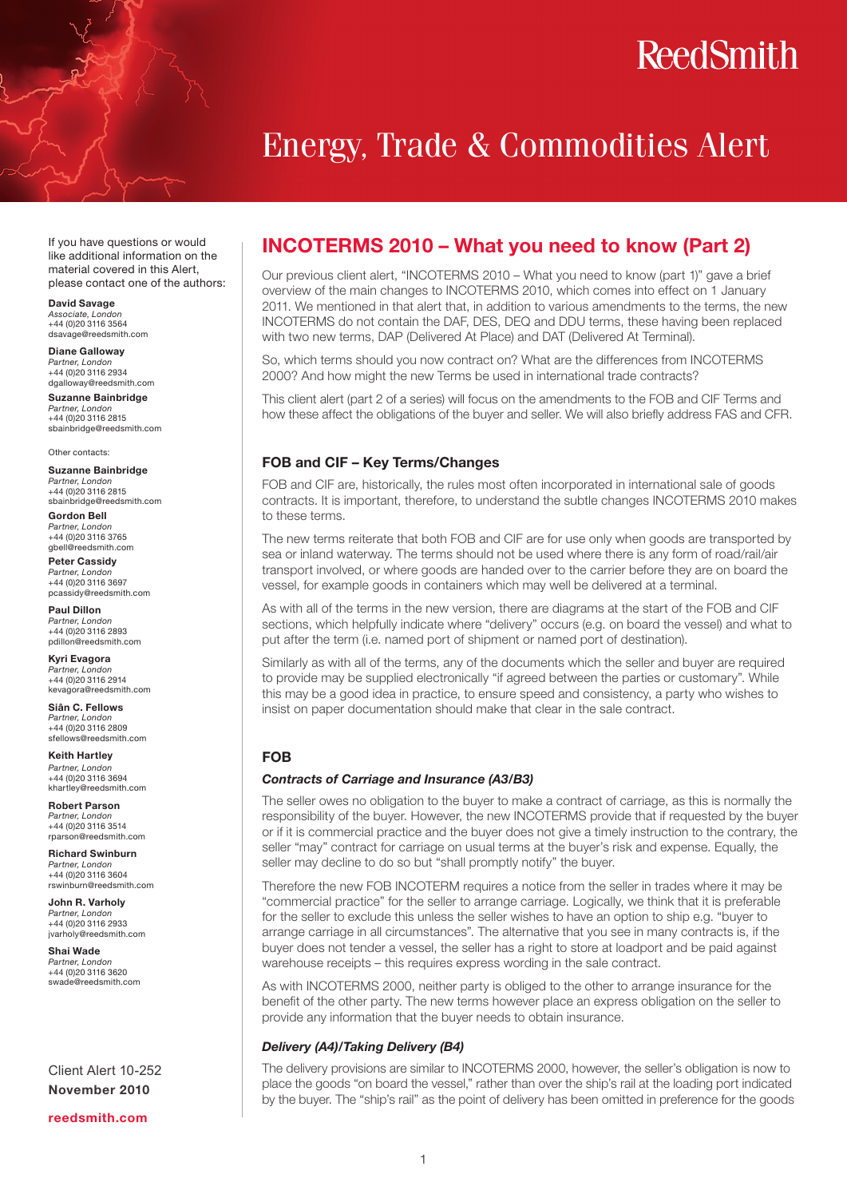ReedSmith

# Energy, Trade & Commodities Alert

If you have questions or would like additional information on the material covered in this Alert, please contact one of the authors:

**David Savage**
*Associate, London*
+44 (0)20 3116 3564
dsavage@reedsmith.com

**Diane Galloway**
*Partner, London*
+44 (0)20 3116 2934
dgalloway@reedsmith.com

**Suzanne Bainbridge**
*Partner, London*
+44 (0)20 3116 2815
sbainbridge@reedsmith.com

Other contacts:

**Suzanne Bainbridge**
*Partner, London*
+44 (0)20 3116 2815
sbainbridge@reedsmith.com

**Gordon Bell**
*Partner, London*
+44 (0)20 3116 3765
gbell@reedsmith.com

**Peter Cassidy**
*Partner, London*
+44 (0)20 3116 3697
pcassidy@reedsmith.com

**Paul Dillon**
*Partner, London*
+44 (0)20 3116 2893
pdillon@reedsmith.com

**Kyri Evagora**
*Partner, London*
+44 (0)20 3116 2914
kevagora@reedsmith.com

**Siân C. Fellows**
*Partner, London*
+44 (0)20 3116 2809
sfellows@reedsmith.com

**Keith Hartley**
*Partner, London*
+44 (0)20 3116 3694
khartley@reedsmith.com

**Robert Parson**
*Partner, London*
+44 (0)20 3116 3514
rparson@reedsmith.com

**Richard Swinburn**
*Partner, London*
+44 (0)20 3116 3604
rswinburn@reedsmith.com

**John R. Varholy**
*Partner, London*
+44 (0)20 3116 2933
jvarholy@reedsmith.com

**Shai Wade**
*Partner, London*
+44 (0)20 3116 3620
swade@reedsmith.com

Client Alert 10-252
**November 2010**

**reedsmith.com**

## INCOTERMS 2010 – What you need to know (Part 2)

Our previous client alert, "INCOTERMS 2010 – What you need to know (part 1)" gave a brief overview of the main changes to INCOTERMS 2010, which comes into effect on 1 January 2011. We mentioned in that alert that, in addition to various amendments to the terms, the new INCOTERMS do not contain the DAF, DES, DEQ and DDU terms, these having been replaced with two new terms, DAP (Delivered At Place) and DAT (Delivered At Terminal).

So, which terms should you now contract on? What are the differences from INCOTERMS 2000? And how might the new Terms be used in international trade contracts?

This client alert (part 2 of a series) will focus on the amendments to the FOB and CIF Terms and how these affect the obligations of the buyer and seller. We will also briefly address FAS and CFR.

### FOB and CIF – Key Terms/Changes

FOB and CIF are, historically, the rules most often incorporated in international sale of goods contracts. It is important, therefore, to understand the subtle changes INCOTERMS 2010 makes to these terms.

The new terms reiterate that both FOB and CIF are for use only when goods are transported by sea or inland waterway. The terms should not be used where there is any form of road/rail/air transport involved, or where goods are handed over to the carrier before they are on board the vessel, for example goods in containers which may well be delivered at a terminal.

As with all of the terms in the new version, there are diagrams at the start of the FOB and CIF sections, which helpfully indicate where "delivery" occurs (e.g. on board the vessel) and what to put after the term (i.e. named port of shipment or named port of destination).

Similarly as with all of the terms, any of the documents which the seller and buyer are required to provide may be supplied electronically "if agreed between the parties or customary". While this may be a good idea in practice, to ensure speed and consistency, a party who wishes to insist on paper documentation should make that clear in the sale contract.

### FOB

#### *Contracts of Carriage and Insurance (A3/B3)*

The seller owes no obligation to the buyer to make a contract of carriage, as this is normally the responsibility of the buyer. However, the new INCOTERMS provide that if requested by the buyer or if it is commercial practice and the buyer does not give a timely instruction to the contrary, the seller "may" contract for carriage on usual terms at the buyer's risk and expense. Equally, the seller may decline to do so but "shall promptly notify" the buyer.

Therefore the new FOB INCOTERM requires a notice from the seller in trades where it may be "commercial practice" for the seller to arrange carriage. Logically, we think that it is preferable for the seller to exclude this unless the seller wishes to have an option to ship e.g. "buyer to arrange carriage in all circumstances". The alternative that you see in many contracts is, if the buyer does not tender a vessel, the seller has a right to store at loadport and be paid against warehouse receipts – this requires express wording in the sale contract.

As with INCOTERMS 2000, neither party is obliged to the other to arrange insurance for the benefit of the other party. The new terms however place an express obligation on the seller to provide any information that the buyer needs to obtain insurance.

#### *Delivery (A4)/Taking Delivery (B4)*

The delivery provisions are similar to INCOTERMS 2000, however, the seller's obligation is now to place the goods "on board the vessel," rather than over the ship's rail at the loading port indicated by the buyer. The "ship's rail" as the point of delivery has been omitted in preference for the goods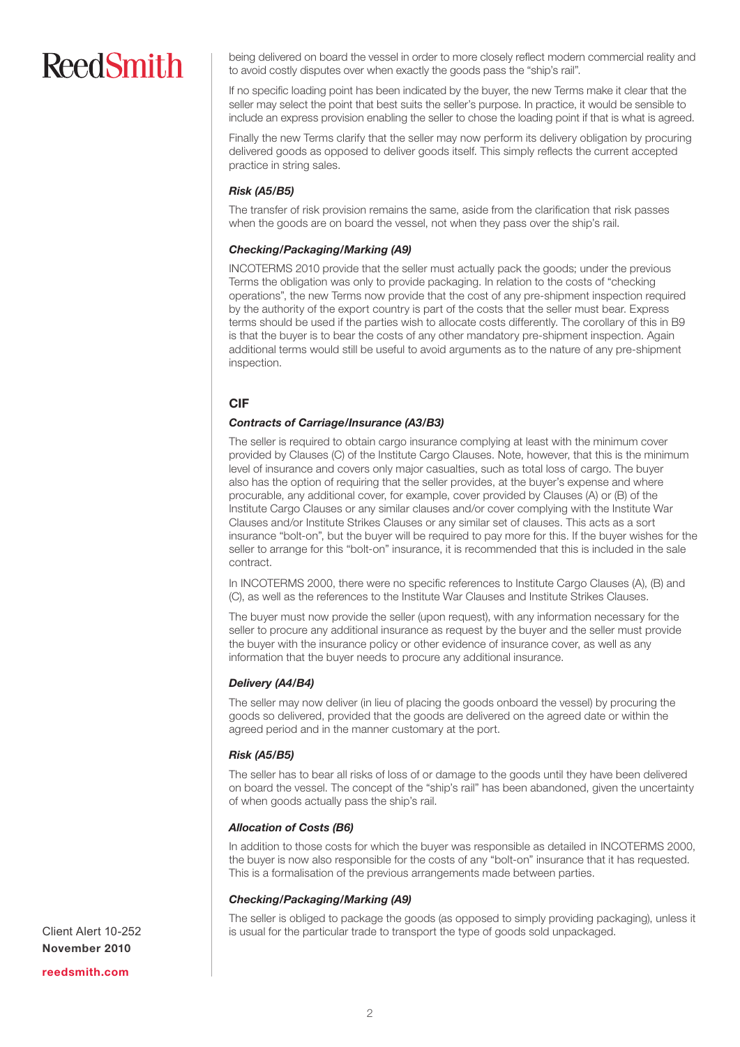being delivered on board the vessel in order to more closely reflect modern commercial reality and to avoid costly disputes over when exactly the goods pass the "ship's rail".

If no specific loading point has been indicated by the buyer, the new Terms make it clear that the seller may select the point that best suits the seller's purpose. In practice, it would be sensible to include an express provision enabling the seller to chose the loading point if that is what is agreed.

Finally the new Terms clarify that the seller may now perform its delivery obligation by procuring delivered goods as opposed to deliver goods itself. This simply reflects the current accepted practice in string sales.

***Risk (A5/B5)***

The transfer of risk provision remains the same, aside from the clarification that risk passes when the goods are on board the vessel, not when they pass over the ship's rail.

***Checking/Packaging/Marking (A9)***

INCOTERMS 2010 provide that the seller must actually pack the goods; under the previous Terms the obligation was only to provide packaging. In relation to the costs of "checking operations", the new Terms now provide that the cost of any pre-shipment inspection required by the authority of the export country is part of the costs that the seller must bear. Express terms should be used if the parties wish to allocate costs differently. The corollary of this in B9 is that the buyer is to bear the costs of any other mandatory pre-shipment inspection. Again additional terms would still be useful to avoid arguments as to the nature of any pre-shipment inspection.

## CIF

***Contracts of Carriage/Insurance (A3/B3)***

The seller is required to obtain cargo insurance complying at least with the minimum cover provided by Clauses (C) of the Institute Cargo Clauses. Note, however, that this is the minimum level of insurance and covers only major casualties, such as total loss of cargo. The buyer also has the option of requiring that the seller provides, at the buyer's expense and where procurable, any additional cover, for example, cover provided by Clauses (A) or (B) of the Institute Cargo Clauses or any similar clauses and/or cover complying with the Institute War Clauses and/or Institute Strikes Clauses or any similar set of clauses. This acts as a sort insurance "bolt-on", but the buyer will be required to pay more for this. If the buyer wishes for the seller to arrange for this "bolt-on" insurance, it is recommended that this is included in the sale contract.

In INCOTERMS 2000, there were no specific references to Institute Cargo Clauses (A), (B) and (C), as well as the references to the Institute War Clauses and Institute Strikes Clauses.

The buyer must now provide the seller (upon request), with any information necessary for the seller to procure any additional insurance as request by the buyer and the seller must provide the buyer with the insurance policy or other evidence of insurance cover, as well as any information that the buyer needs to procure any additional insurance.

***Delivery (A4/B4)***

The seller may now deliver (in lieu of placing the goods onboard the vessel) by procuring the goods so delivered, provided that the goods are delivered on the agreed date or within the agreed period and in the manner customary at the port.

***Risk (A5/B5)***

The seller has to bear all risks of loss of or damage to the goods until they have been delivered on board the vessel. The concept of the "ship's rail" has been abandoned, given the uncertainty of when goods actually pass the ship's rail.

***Allocation of Costs (B6)***

In addition to those costs for which the buyer was responsible as detailed in INCOTERMS 2000, the buyer is now also responsible for the costs of any "bolt-on" insurance that it has requested. This is a formalisation of the previous arrangements made between parties.

***Checking/Packaging/Marking (A9)***

The seller is obliged to package the goods (as opposed to simply providing packaging), unless it is usual for the particular trade to transport the type of goods sold unpackaged.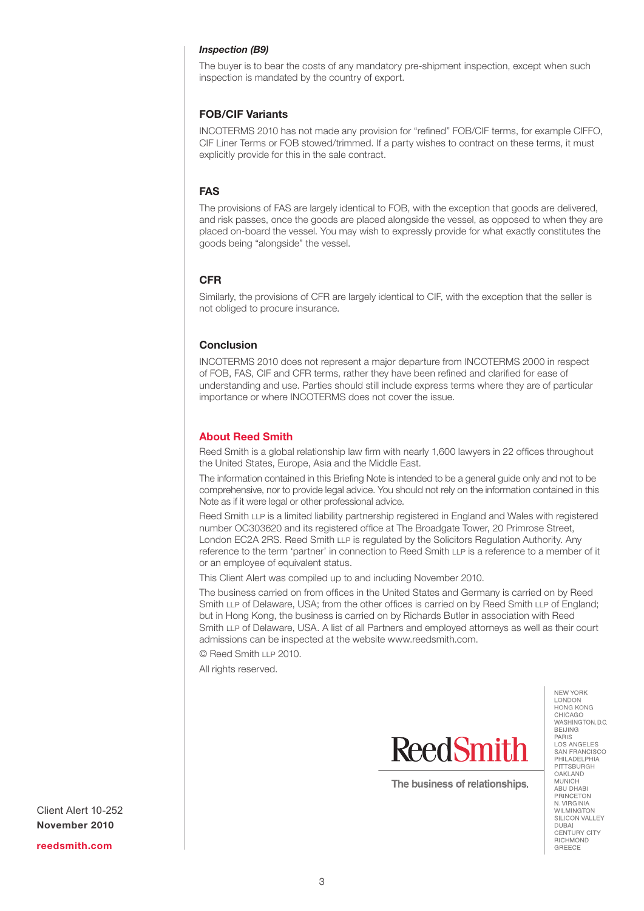### *Inspection (B9)*

The buyer is to bear the costs of any mandatory pre-shipment inspection, except when such inspection is mandated by the country of export.

### FOB/CIF Variants

INCOTERMS 2010 has not made any provision for "refined" FOB/CIF terms, for example CIFFO, CIF Liner Terms or FOB stowed/trimmed. If a party wishes to contract on these terms, it must explicitly provide for this in the sale contract.

### FAS

The provisions of FAS are largely identical to FOB, with the exception that goods are delivered, and risk passes, once the goods are placed alongside the vessel, as opposed to when they are placed on-board the vessel. You may wish to expressly provide for what exactly constitutes the goods being "alongside" the vessel.

### CFR

Similarly, the provisions of CFR are largely identical to CIF, with the exception that the seller is not obliged to procure insurance.

### Conclusion

INCOTERMS 2010 does not represent a major departure from INCOTERMS 2000 in respect of FOB, FAS, CIF and CFR terms, rather they have been refined and clarified for ease of understanding and use. Parties should still include express terms where they are of particular importance or where INCOTERMS does not cover the issue.

### About Reed Smith

Reed Smith is a global relationship law firm with nearly 1,600 lawyers in 22 offices throughout the United States, Europe, Asia and the Middle East.

The information contained in this Briefing Note is intended to be a general guide only and not to be comprehensive, nor to provide legal advice. You should not rely on the information contained in this Note as if it were legal or other professional advice.

Reed Smith LLP is a limited liability partnership registered in England and Wales with registered number OC303620 and its registered office at The Broadgate Tower, 20 Primrose Street, London EC2A 2RS. Reed Smith LLP is regulated by the Solicitors Regulation Authority. Any reference to the term 'partner' in connection to Reed Smith LLP is a reference to a member of it or an employee of equivalent status.

This Client Alert was compiled up to and including November 2010.

The business carried on from offices in the United States and Germany is carried on by Reed Smith LLP of Delaware, USA; from the other offices is carried on by Reed Smith LLP of England; but in Hong Kong, the business is carried on by Richards Butler in association with Reed Smith LLP of Delaware, USA. A list of all Partners and employed attorneys as well as their court admissions can be inspected at the website www.reedsmith.com.

© Reed Smith LLP 2010.

All rights reserved.

ReedSmith

The business of relationships.

NEW YORK
LONDON
HONG KONG
CHICAGO
WASHINGTON, D.C.
BEIJING
PARIS
LOS ANGELES
SAN FRANCISCO
PHILADELPHIA
PITTSBURGH
OAKLAND
MUNICH
ABU DHABI
PRINCETON
N. VIRGINIA
WILMINGTON
SILICON VALLEY
DUBAI
CENTURY CITY
RICHMOND
GREECE

Client Alert 10-252
**November 2010**

**reedsmith.com**